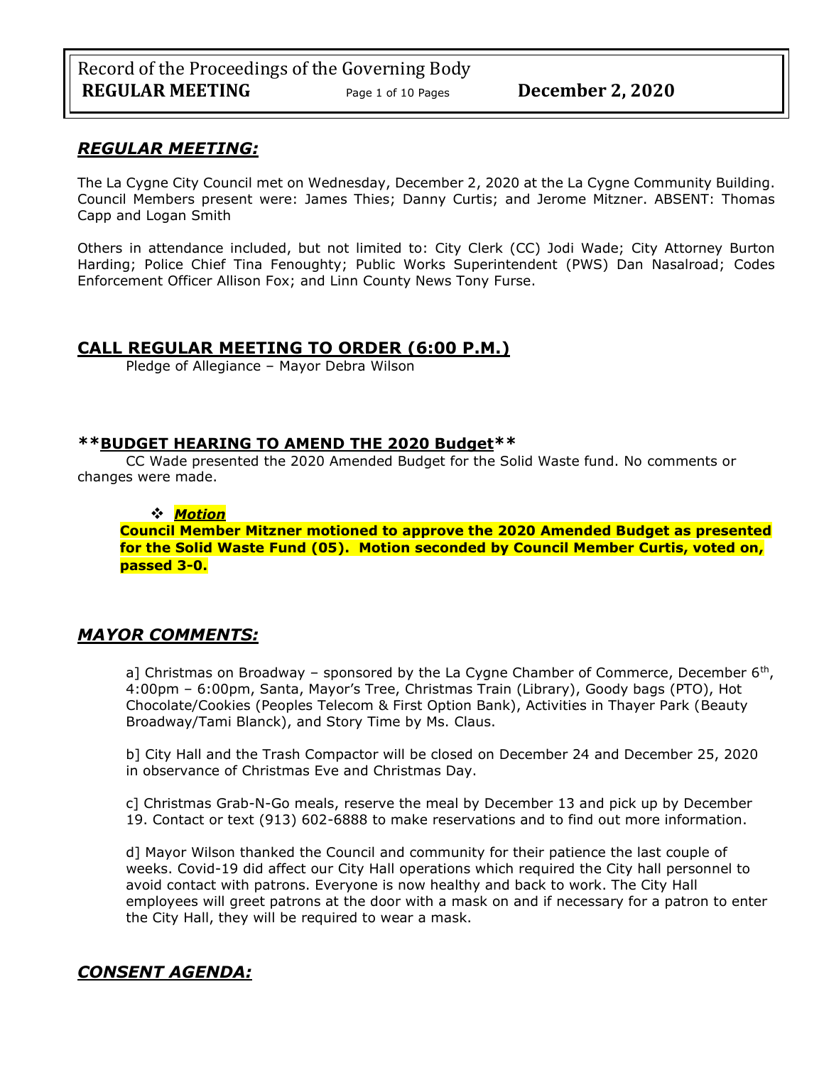## *REGULAR MEETING:*

The La Cygne City Council met on Wednesday, December 2, 2020 at the La Cygne Community Building. Council Members present were: James Thies; Danny Curtis; and Jerome Mitzner. ABSENT: Thomas Capp and Logan Smith

Others in attendance included, but not limited to: City Clerk (CC) Jodi Wade; City Attorney Burton Harding; Police Chief Tina Fenoughty; Public Works Superintendent (PWS) Dan Nasalroad; Codes Enforcement Officer Allison Fox; and Linn County News Tony Furse.

## CALL REGULAR MEETING TO ORDER (6:00 P.M.)

Pledge of Allegiance – Mayor Debra Wilson

### **BUDGET HEARING TO AMEND THE 2020 Budget**

CC Wade presented the 2020 Amended Budget for the Solid Waste fund. No comments or changes were made.

- ***Motion***

**Council Member Mitzner motioned to approve the 2020 Amended Budget as presented for the Solid Waste Fund (05). Motion seconded by Council Member Curtis, voted on, passed 3-0.**

## *MAYOR COMMENTS:*

a] Christmas on Broadway – sponsored by the La Cygne Chamber of Commerce, December 6th, 4:00pm – 6:00pm, Santa, Mayor's Tree, Christmas Train (Library), Goody bags (PTO), Hot Chocolate/Cookies (Peoples Telecom & First Option Bank), Activities in Thayer Park (Beauty Broadway/Tami Blanck), and Story Time by Ms. Claus.

b] City Hall and the Trash Compactor will be closed on December 24 and December 25, 2020 in observance of Christmas Eve and Christmas Day.

c] Christmas Grab-N-Go meals, reserve the meal by December 13 and pick up by December 19. Contact or text (913) 602-6888 to make reservations and to find out more information.

d] Mayor Wilson thanked the Council and community for their patience the last couple of weeks. Covid-19 did affect our City Hall operations which required the City hall personnel to avoid contact with patrons. Everyone is now healthy and back to work. The City Hall employees will greet patrons at the door with a mask on and if necessary for a patron to enter the City Hall, they will be required to wear a mask.

## *CONSENT AGENDA:*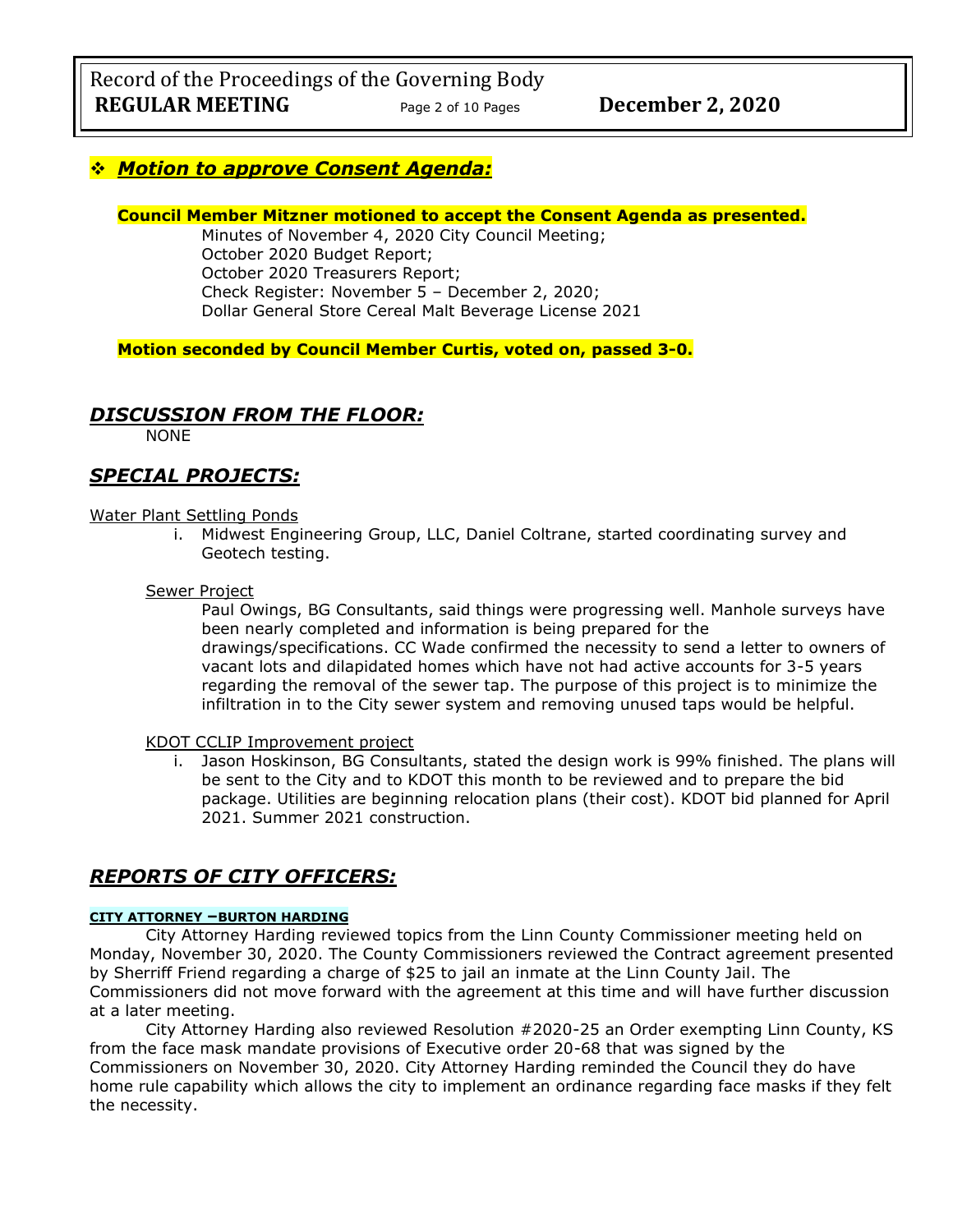## ❖ ***Motion to approve Consent Agenda:***

**Council Member Mitzner motioned to accept the Consent Agenda as presented.**

Minutes of November 4, 2020 City Council Meeting;
October 2020 Budget Report;
October 2020 Treasurers Report;
Check Register: November 5 – December 2, 2020;
Dollar General Store Cereal Malt Beverage License 2021

**Motion seconded by Council Member Curtis, voted on, passed 3-0.**

## ***DISCUSSION FROM THE FLOOR:***

NONE

## ***SPECIAL PROJECTS:***

Water Plant Settling Ponds

i. Midwest Engineering Group, LLC, Daniel Coltrane, started coordinating survey and Geotech testing.

Sewer Project

Paul Owings, BG Consultants, said things were progressing well. Manhole surveys have been nearly completed and information is being prepared for the drawings/specifications. CC Wade confirmed the necessity to send a letter to owners of vacant lots and dilapidated homes which have not had active accounts for 3-5 years regarding the removal of the sewer tap. The purpose of this project is to minimize the infiltration in to the City sewer system and removing unused taps would be helpful.

KDOT CCLIP Improvement project

i. Jason Hoskinson, BG Consultants, stated the design work is 99% finished. The plans will be sent to the City and to KDOT this month to be reviewed and to prepare the bid package. Utilities are beginning relocation plans (their cost). KDOT bid planned for April 2021. Summer 2021 construction.

## ***REPORTS OF CITY OFFICERS:***

**CITY ATTORNEY –BURTON HARDING**

City Attorney Harding reviewed topics from the Linn County Commissioner meeting held on Monday, November 30, 2020. The County Commissioners reviewed the Contract agreement presented by Sherriff Friend regarding a charge of $25 to jail an inmate at the Linn County Jail. The Commissioners did not move forward with the agreement at this time and will have further discussion at a later meeting.

City Attorney Harding also reviewed Resolution #2020-25 an Order exempting Linn County, KS from the face mask mandate provisions of Executive order 20-68 that was signed by the Commissioners on November 30, 2020. City Attorney Harding reminded the Council they do have home rule capability which allows the city to implement an ordinance regarding face masks if they felt the necessity.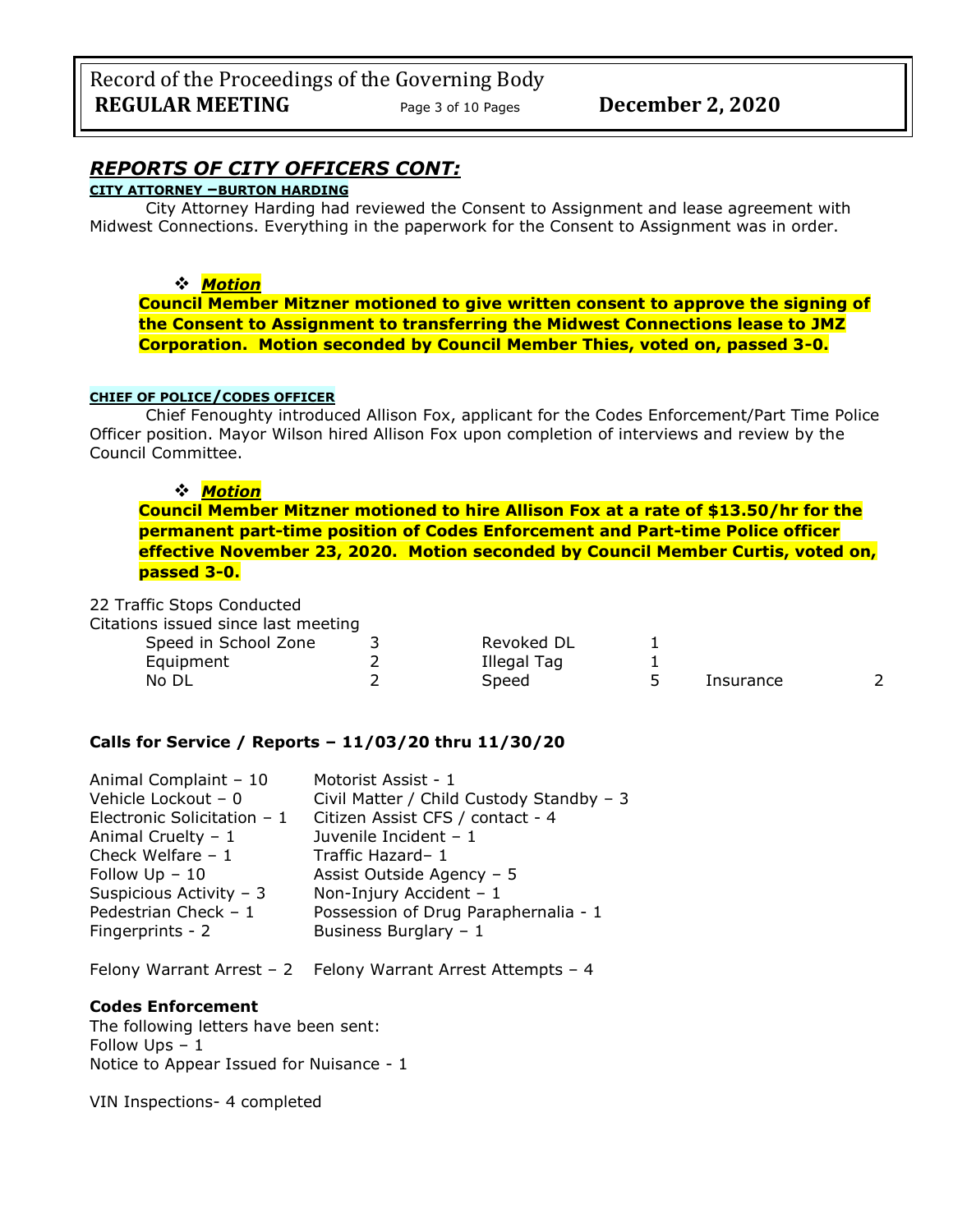## *REPORTS OF CITY OFFICERS CONT:*

**CITY ATTORNEY –BURTON HARDING**

City Attorney Harding had reviewed the Consent to Assignment and lease agreement with Midwest Connections. Everything in the paperwork for the Consent to Assignment was in order.

- ***Motion***

**Council Member Mitzner motioned to give written consent to approve the signing of the Consent to Assignment to transferring the Midwest Connections lease to JMZ Corporation. Motion seconded by Council Member Thies, voted on, passed 3-0.**

**CHIEF OF POLICE/CODES OFFICER**

Chief Fenoughty introduced Allison Fox, applicant for the Codes Enforcement/Part Time Police Officer position. Mayor Wilson hired Allison Fox upon completion of interviews and review by the Council Committee.

- ***Motion***

**Council Member Mitzner motioned to hire Allison Fox at a rate of $13.50/hr for the permanent part-time position of Codes Enforcement and Part-time Police officer effective November 23, 2020. Motion seconded by Council Member Curtis, voted on, passed 3-0.**

22 Traffic Stops Conducted

Citations issued since last meeting

| | | | | | |
|---|---|---|---|---|---|
| Speed in School Zone | 3 | Revoked DL | 1 | | |
| Equipment | 2 | Illegal Tag | 1 | | |
| No DL | 2 | Speed | 5 | Insurance | 2 |

**Calls for Service / Reports – 11/03/20 thru 11/30/20**

| | |
|---|---|
| Animal Complaint – 10 | Motorist Assist - 1 |
| Vehicle Lockout – 0 | Civil Matter / Child Custody Standby – 3 |
| Electronic Solicitation – 1 | Citizen Assist CFS / contact - 4 |
| Animal Cruelty – 1 | Juvenile Incident – 1 |
| Check Welfare – 1 | Traffic Hazard– 1 |
| Follow Up – 10 | Assist Outside Agency – 5 |
| Suspicious Activity – 3 | Non-Injury Accident – 1 |
| Pedestrian Check – 1 | Possession of Drug Paraphernalia - 1 |
| Fingerprints - 2 | Business Burglary – 1 |

Felony Warrant Arrest – 2 Felony Warrant Arrest Attempts – 4

**Codes Enforcement**

The following letters have been sent:
Follow Ups – 1
Notice to Appear Issued for Nuisance - 1

VIN Inspections- 4 completed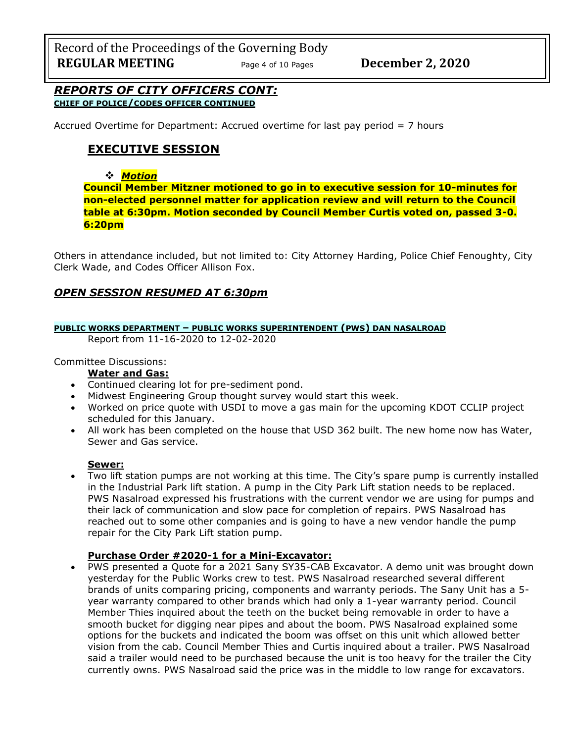## *REPORTS OF CITY OFFICERS CONT:*

**CHIEF OF POLICE/CODES OFFICER CONTINUED**

Accrued Overtime for Department: Accrued overtime for last pay period = 7 hours

## EXECUTIVE SESSION

- ***Motion***

**Council Member Mitzner motioned to go in to executive session for 10-minutes for non-elected personnel matter for application review and will return to the Council table at 6:30pm. Motion seconded by Council Member Curtis voted on, passed 3-0. 6:20pm**

Others in attendance included, but not limited to: City Attorney Harding, Police Chief Fenoughty, City Clerk Wade, and Codes Officer Allison Fox.

## *OPEN SESSION RESUMED AT 6:30pm*

**PUBLIC WORKS DEPARTMENT – PUBLIC WORKS SUPERINTENDENT (PWS) DAN NASALROAD**

Report from 11-16-2020 to 12-02-2020

Committee Discussions:

**Water and Gas:**

- Continued clearing lot for pre-sediment pond.
- Midwest Engineering Group thought survey would start this week.
- Worked on price quote with USDI to move a gas main for the upcoming KDOT CCLIP project scheduled for this January.
- All work has been completed on the house that USD 362 built. The new home now has Water, Sewer and Gas service.

**Sewer:**

- Two lift station pumps are not working at this time. The City's spare pump is currently installed in the Industrial Park lift station. A pump in the City Park Lift station needs to be replaced. PWS Nasalroad expressed his frustrations with the current vendor we are using for pumps and their lack of communication and slow pace for completion of repairs. PWS Nasalroad has reached out to some other companies and is going to have a new vendor handle the pump repair for the City Park Lift station pump.

**Purchase Order #2020-1 for a Mini-Excavator:**

- PWS presented a Quote for a 2021 Sany SY35-CAB Excavator. A demo unit was brought down yesterday for the Public Works crew to test. PWS Nasalroad researched several different brands of units comparing pricing, components and warranty periods. The Sany Unit has a 5-year warranty compared to other brands which had only a 1-year warranty period. Council Member Thies inquired about the teeth on the bucket being removable in order to have a smooth bucket for digging near pipes and about the boom. PWS Nasalroad explained some options for the buckets and indicated the boom was offset on this unit which allowed better vision from the cab. Council Member Thies and Curtis inquired about a trailer. PWS Nasalroad said a trailer would need to be purchased because the unit is too heavy for the trailer the City currently owns. PWS Nasalroad said the price was in the middle to low range for excavators.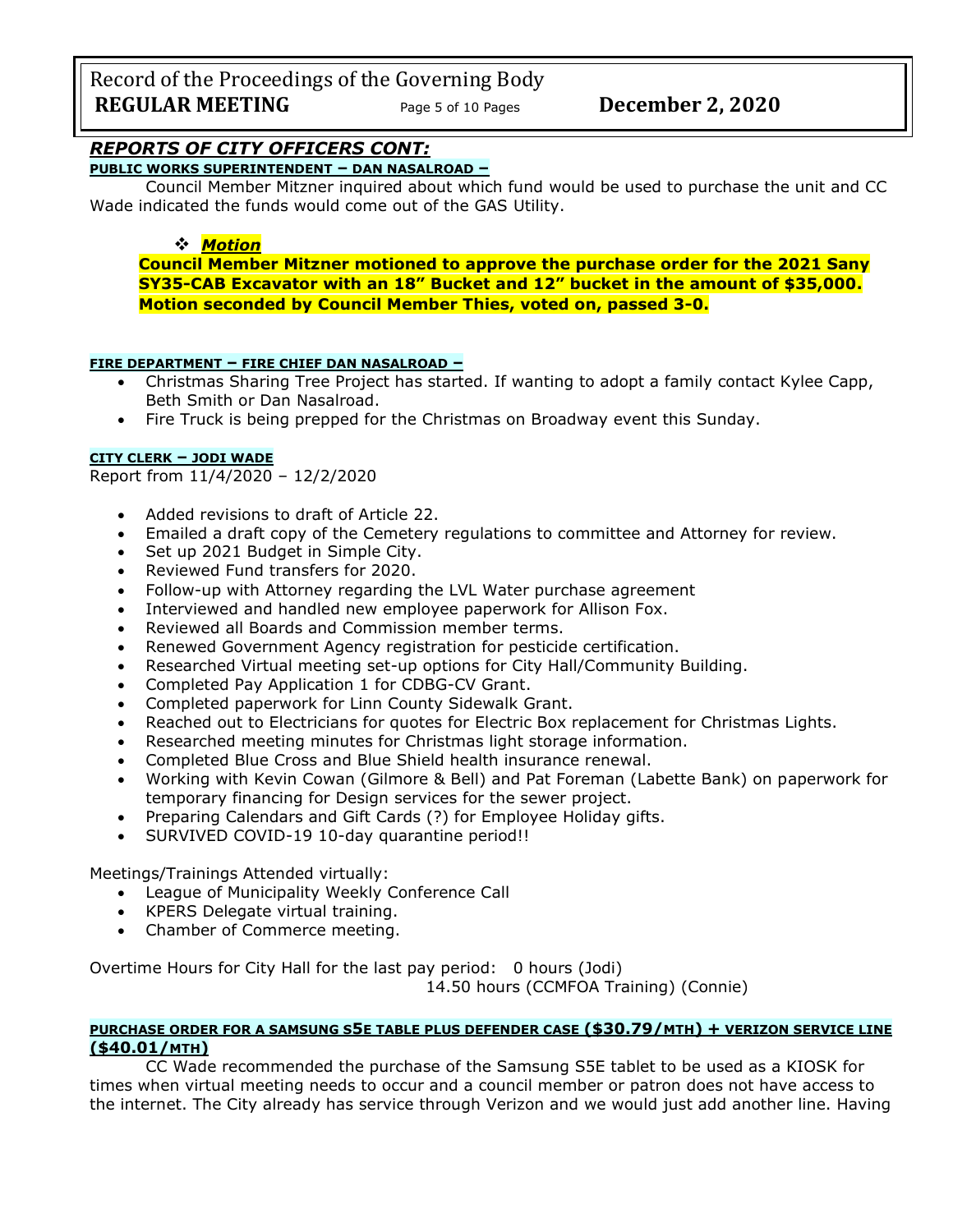## REPORTS OF CITY OFFICERS CONT:

**PUBLIC WORKS SUPERINTENDENT – DAN NASALROAD –**

Council Member Mitzner inquired about which fund would be used to purchase the unit and CC Wade indicated the funds would come out of the GAS Utility.

❖ ***Motion***

**Council Member Mitzner motioned to approve the purchase order for the 2021 Sany SY35-CAB Excavator with an 18" Bucket and 12" bucket in the amount of $35,000. Motion seconded by Council Member Thies, voted on, passed 3-0.**

**FIRE DEPARTMENT – FIRE CHIEF DAN NASALROAD –**

- Christmas Sharing Tree Project has started. If wanting to adopt a family contact Kylee Capp, Beth Smith or Dan Nasalroad.
- Fire Truck is being prepped for the Christmas on Broadway event this Sunday.

**CITY CLERK – JODI WADE**

Report from 11/4/2020 – 12/2/2020

- Added revisions to draft of Article 22.
- Emailed a draft copy of the Cemetery regulations to committee and Attorney for review.
- Set up 2021 Budget in Simple City.
- Reviewed Fund transfers for 2020.
- Follow-up with Attorney regarding the LVL Water purchase agreement
- Interviewed and handled new employee paperwork for Allison Fox.
- Reviewed all Boards and Commission member terms.
- Renewed Government Agency registration for pesticide certification.
- Researched Virtual meeting set-up options for City Hall/Community Building.
- Completed Pay Application 1 for CDBG-CV Grant.
- Completed paperwork for Linn County Sidewalk Grant.
- Reached out to Electricians for quotes for Electric Box replacement for Christmas Lights.
- Researched meeting minutes for Christmas light storage information.
- Completed Blue Cross and Blue Shield health insurance renewal.
- Working with Kevin Cowan (Gilmore & Bell) and Pat Foreman (Labette Bank) on paperwork for temporary financing for Design services for the sewer project.
- Preparing Calendars and Gift Cards (?) for Employee Holiday gifts.
- SURVIVED COVID-19 10-day quarantine period!!

Meetings/Trainings Attended virtually:

- League of Municipality Weekly Conference Call
- KPERS Delegate virtual training.
- Chamber of Commerce meeting.

Overtime Hours for City Hall for the last pay period: 0 hours (Jodi)
14.50 hours (CCMFOA Training) (Connie)

**PURCHASE ORDER FOR A SAMSUNG S5E TABLE PLUS DEFENDER CASE ($30.79/MTH) + VERIZON SERVICE LINE ($40.01/MTH)**

CC Wade recommended the purchase of the Samsung S5E tablet to be used as a KIOSK for times when virtual meeting needs to occur and a council member or patron does not have access to the internet. The City already has service through Verizon and we would just add another line. Having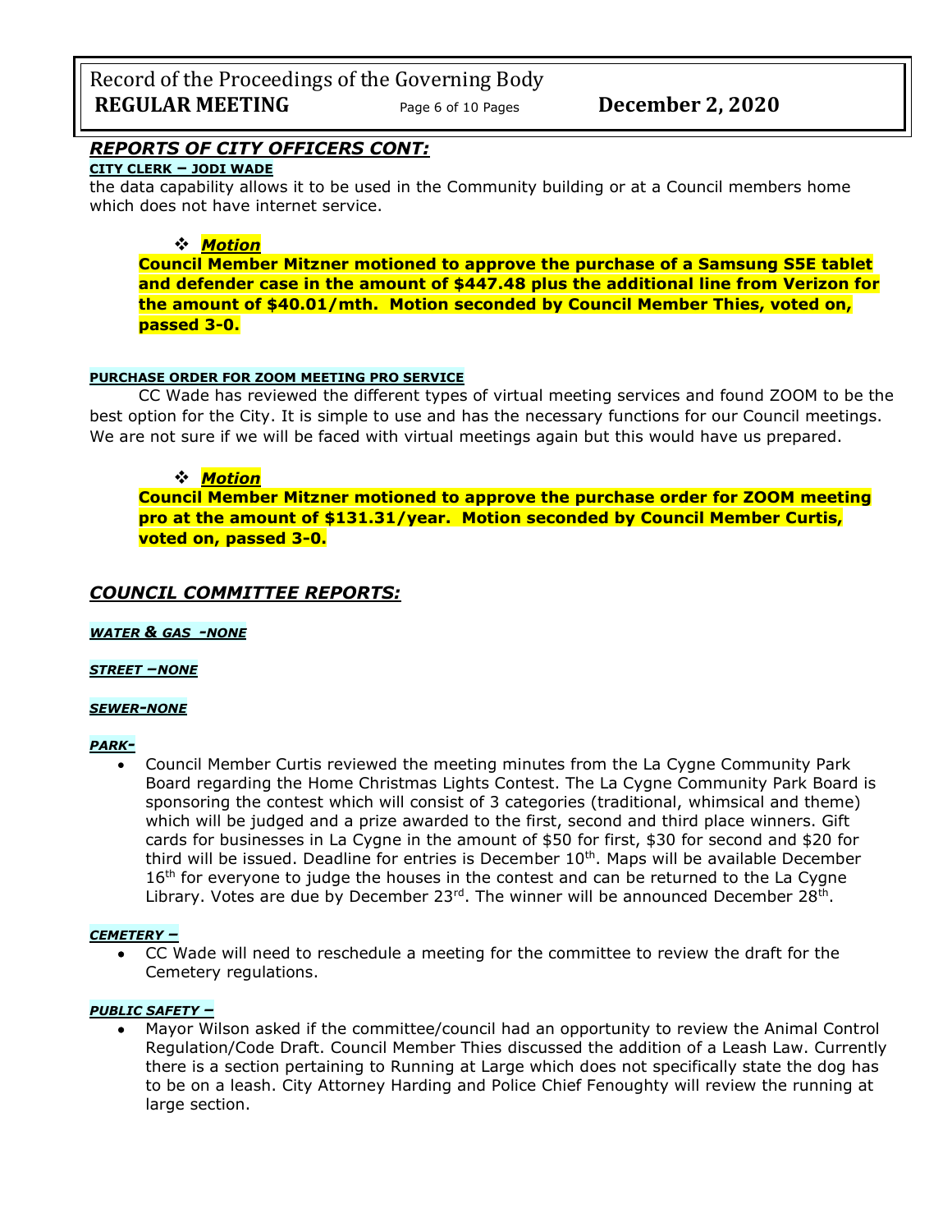## *REPORTS OF CITY OFFICERS CONT:*

**CITY CLERK – JODI WADE**

the data capability allows it to be used in the Community building or at a Council members home which does not have internet service.

- ***Motion***

**Council Member Mitzner motioned to approve the purchase of a Samsung S5E tablet and defender case in the amount of $447.48 plus the additional line from Verizon for the amount of $40.01/mth. Motion seconded by Council Member Thies, voted on, passed 3-0.**

**PURCHASE ORDER FOR ZOOM MEETING PRO SERVICE**

CC Wade has reviewed the different types of virtual meeting services and found ZOOM to be the best option for the City. It is simple to use and has the necessary functions for our Council meetings. We are not sure if we will be faced with virtual meetings again but this would have us prepared.

- ***Motion***

**Council Member Mitzner motioned to approve the purchase order for ZOOM meeting pro at the amount of $131.31/year. Motion seconded by Council Member Curtis, voted on, passed 3-0.**

## *COUNCIL COMMITTEE REPORTS:*

***WATER & GAS -NONE***

***STREET –NONE***

***SEWER-NONE***

***PARK-***

- Council Member Curtis reviewed the meeting minutes from the La Cygne Community Park Board regarding the Home Christmas Lights Contest. The La Cygne Community Park Board is sponsoring the contest which will consist of 3 categories (traditional, whimsical and theme) which will be judged and a prize awarded to the first, second and third place winners. Gift cards for businesses in La Cygne in the amount of $50 for first, $30 for second and $20 for third will be issued. Deadline for entries is December 10th. Maps will be available December 16th for everyone to judge the houses in the contest and can be returned to the La Cygne Library. Votes are due by December 23rd. The winner will be announced December 28th.

***CEMETERY –***

- CC Wade will need to reschedule a meeting for the committee to review the draft for the Cemetery regulations.

***PUBLIC SAFETY –***

- Mayor Wilson asked if the committee/council had an opportunity to review the Animal Control Regulation/Code Draft. Council Member Thies discussed the addition of a Leash Law. Currently there is a section pertaining to Running at Large which does not specifically state the dog has to be on a leash. City Attorney Harding and Police Chief Fenoughty will review the running at large section.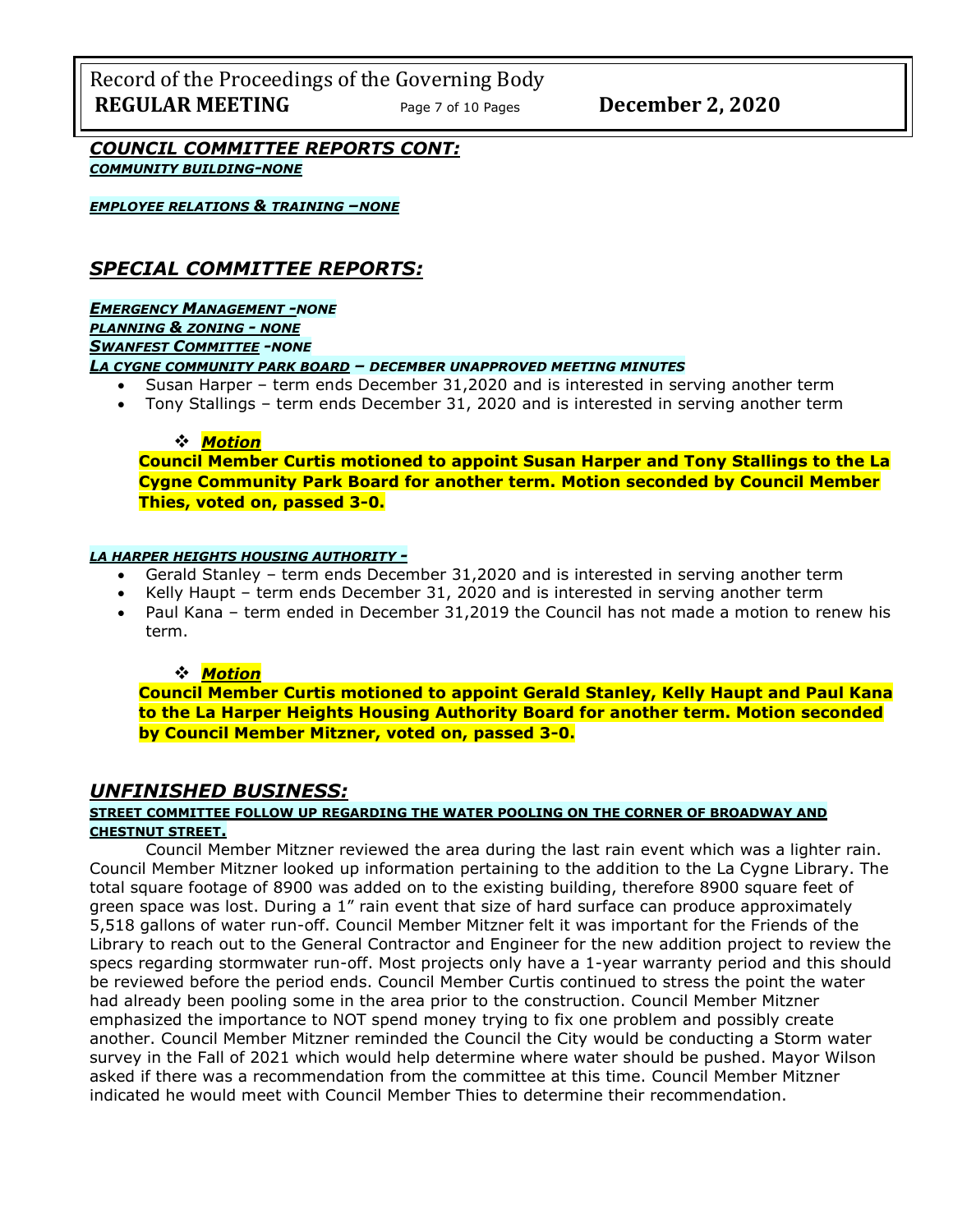## *COUNCIL COMMITTEE REPORTS CONT:*

***COMMUNITY BUILDING-NONE***

***EMPLOYEE RELATIONS & TRAINING –NONE***

## *SPECIAL COMMITTEE REPORTS:*

***EMERGENCY MANAGEMENT -NONE***

***PLANNING & ZONING - NONE***

***SWANFEST COMMITTEE -NONE***

***LA CYGNE COMMUNITY PARK BOARD – DECEMBER UNAPPROVED MEETING MINUTES***

- Susan Harper – term ends December 31,2020 and is interested in serving another term
- Tony Stallings – term ends December 31, 2020 and is interested in serving another term

❖ ***Motion***

**Council Member Curtis motioned to appoint Susan Harper and Tony Stallings to the La Cygne Community Park Board for another term. Motion seconded by Council Member Thies, voted on, passed 3-0.**

***LA HARPER HEIGHTS HOUSING AUTHORITY –***

- Gerald Stanley – term ends December 31,2020 and is interested in serving another term
- Kelly Haupt – term ends December 31, 2020 and is interested in serving another term
- Paul Kana – term ended in December 31,2019 the Council has not made a motion to renew his term.

❖ ***Motion***

**Council Member Curtis motioned to appoint Gerald Stanley, Kelly Haupt and Paul Kana to the La Harper Heights Housing Authority Board for another term. Motion seconded by Council Member Mitzner, voted on, passed 3-0.**

## *UNFINISHED BUSINESS:*

**STREET COMMITTEE FOLLOW UP REGARDING THE WATER POOLING ON THE CORNER OF BROADWAY AND CHESTNUT STREET.**

Council Member Mitzner reviewed the area during the last rain event which was a lighter rain. Council Member Mitzner looked up information pertaining to the addition to the La Cygne Library. The total square footage of 8900 was added on to the existing building, therefore 8900 square feet of green space was lost. During a 1" rain event that size of hard surface can produce approximately 5,518 gallons of water run-off. Council Member Mitzner felt it was important for the Friends of the Library to reach out to the General Contractor and Engineer for the new addition project to review the specs regarding stormwater run-off. Most projects only have a 1-year warranty period and this should be reviewed before the period ends. Council Member Curtis continued to stress the point the water had already been pooling some in the area prior to the construction. Council Member Mitzner emphasized the importance to NOT spend money trying to fix one problem and possibly create another. Council Member Mitzner reminded the Council the City would be conducting a Storm water survey in the Fall of 2021 which would help determine where water should be pushed. Mayor Wilson asked if there was a recommendation from the committee at this time. Council Member Mitzner indicated he would meet with Council Member Thies to determine their recommendation.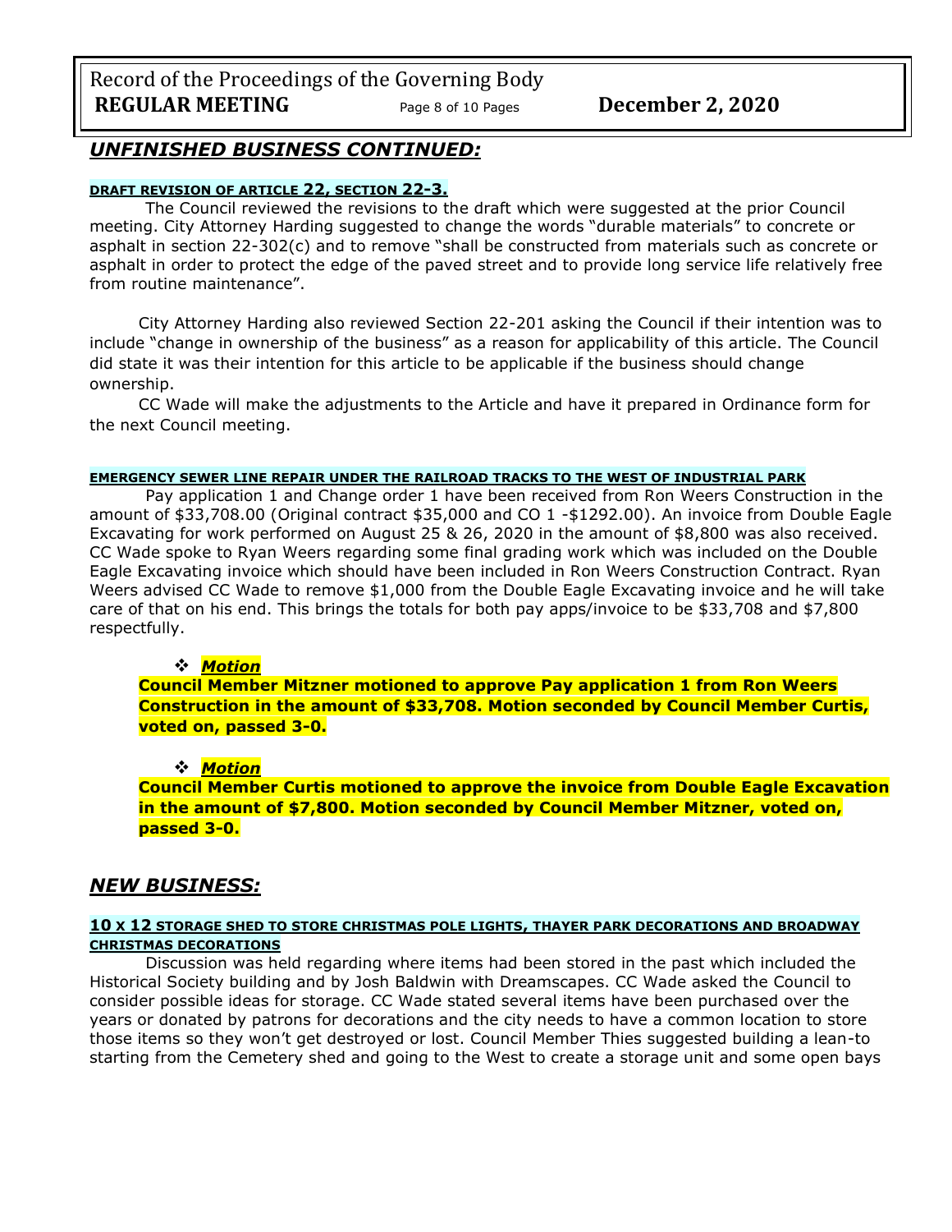## *UNFINISHED BUSINESS CONTINUED:*

**DRAFT REVISION OF ARTICLE 22, SECTION 22-3.**

The Council reviewed the revisions to the draft which were suggested at the prior Council meeting. City Attorney Harding suggested to change the words "durable materials" to concrete or asphalt in section 22-302(c) and to remove "shall be constructed from materials such as concrete or asphalt in order to protect the edge of the paved street and to provide long service life relatively free from routine maintenance".

City Attorney Harding also reviewed Section 22-201 asking the Council if their intention was to include "change in ownership of the business" as a reason for applicability of this article. The Council did state it was their intention for this article to be applicable if the business should change ownership.

CC Wade will make the adjustments to the Article and have it prepared in Ordinance form for the next Council meeting.

**EMERGENCY SEWER LINE REPAIR UNDER THE RAILROAD TRACKS TO THE WEST OF INDUSTRIAL PARK**

Pay application 1 and Change order 1 have been received from Ron Weers Construction in the amount of $33,708.00 (Original contract $35,000 and CO 1 -$1292.00). An invoice from Double Eagle Excavating for work performed on August 25 & 26, 2020 in the amount of $8,800 was also received. CC Wade spoke to Ryan Weers regarding some final grading work which was included on the Double Eagle Excavating invoice which should have been included in Ron Weers Construction Contract. Ryan Weers advised CC Wade to remove $1,000 from the Double Eagle Excavating invoice and he will take care of that on his end. This brings the totals for both pay apps/invoice to be $33,708 and $7,800 respectfully.

- ***Motion***

**Council Member Mitzner motioned to approve Pay application 1 from Ron Weers Construction in the amount of $33,708. Motion seconded by Council Member Curtis, voted on, passed 3-0.**

- ***Motion***

**Council Member Curtis motioned to approve the invoice from Double Eagle Excavation in the amount of $7,800. Motion seconded by Council Member Mitzner, voted on, passed 3-0.**

## *NEW BUSINESS:*

**10 X 12 STORAGE SHED TO STORE CHRISTMAS POLE LIGHTS, THAYER PARK DECORATIONS AND BROADWAY CHRISTMAS DECORATIONS**

Discussion was held regarding where items had been stored in the past which included the Historical Society building and by Josh Baldwin with Dreamscapes. CC Wade asked the Council to consider possible ideas for storage. CC Wade stated several items have been purchased over the years or donated by patrons for decorations and the city needs to have a common location to store those items so they won't get destroyed or lost. Council Member Thies suggested building a lean-to starting from the Cemetery shed and going to the West to create a storage unit and some open bays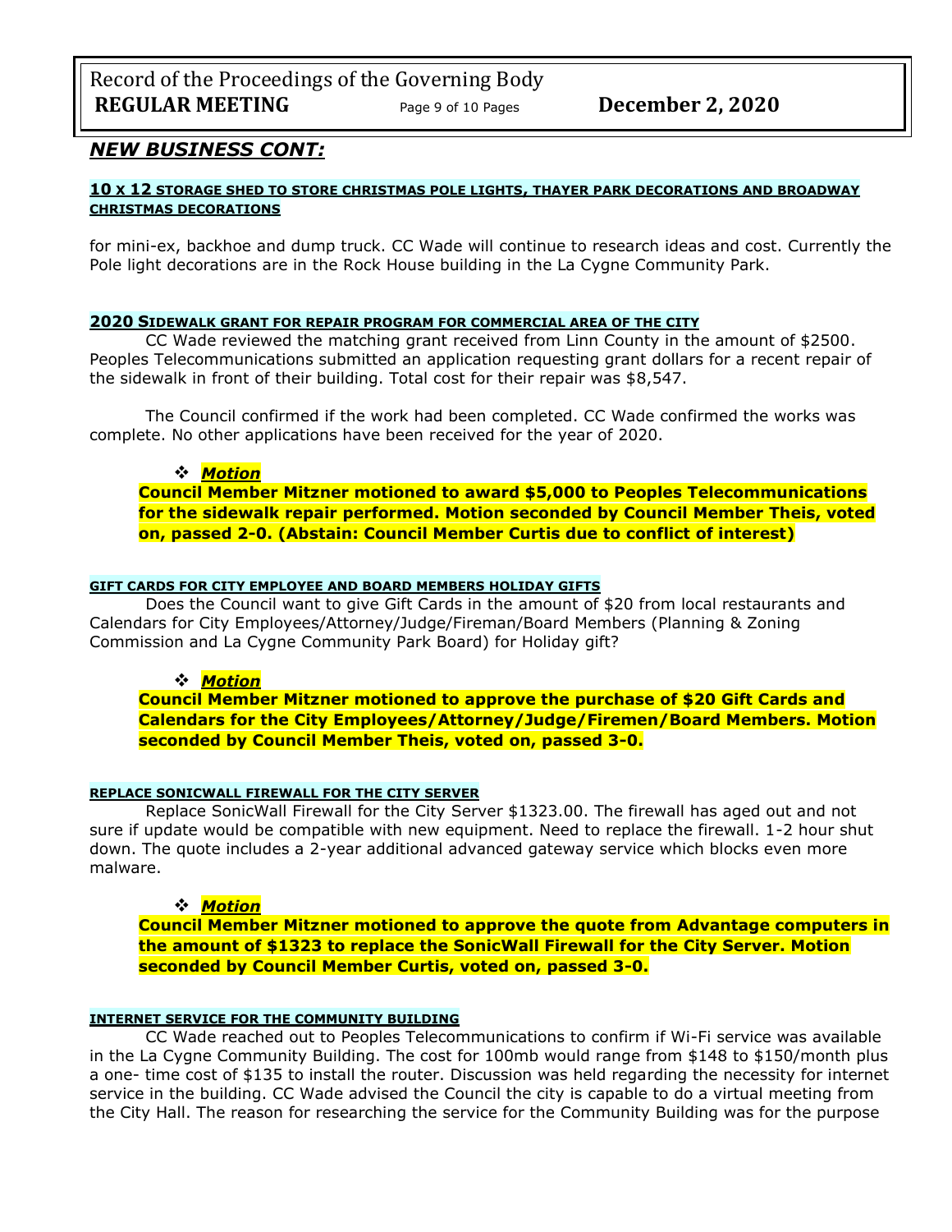## *NEW BUSINESS CONT:*

**10 X 12 STORAGE SHED TO STORE CHRISTMAS POLE LIGHTS, THAYER PARK DECORATIONS AND BROADWAY CHRISTMAS DECORATIONS**

for mini-ex, backhoe and dump truck. CC Wade will continue to research ideas and cost. Currently the Pole light decorations are in the Rock House building in the La Cygne Community Park.

**2020 SIDEWALK GRANT FOR REPAIR PROGRAM FOR COMMERCIAL AREA OF THE CITY**

CC Wade reviewed the matching grant received from Linn County in the amount of $2500. Peoples Telecommunications submitted an application requesting grant dollars for a recent repair of the sidewalk in front of their building. Total cost for their repair was $8,547.

The Council confirmed if the work had been completed. CC Wade confirmed the works was complete. No other applications have been received for the year of 2020.

❖ ***Motion***

**Council Member Mitzner motioned to award $5,000 to Peoples Telecommunications for the sidewalk repair performed. Motion seconded by Council Member Theis, voted on, passed 2-0. (Abstain: Council Member Curtis due to conflict of interest)**

**GIFT CARDS FOR CITY EMPLOYEE AND BOARD MEMBERS HOLIDAY GIFTS**

Does the Council want to give Gift Cards in the amount of $20 from local restaurants and Calendars for City Employees/Attorney/Judge/Fireman/Board Members (Planning & Zoning Commission and La Cygne Community Park Board) for Holiday gift?

❖ ***Motion***

**Council Member Mitzner motioned to approve the purchase of $20 Gift Cards and Calendars for the City Employees/Attorney/Judge/Firemen/Board Members. Motion seconded by Council Member Theis, voted on, passed 3-0.**

**REPLACE SONICWALL FIREWALL FOR THE CITY SERVER**

Replace SonicWall Firewall for the City Server $1323.00. The firewall has aged out and not sure if update would be compatible with new equipment. Need to replace the firewall. 1-2 hour shut down. The quote includes a 2-year additional advanced gateway service which blocks even more malware.

❖ ***Motion***

**Council Member Mitzner motioned to approve the quote from Advantage computers in the amount of $1323 to replace the SonicWall Firewall for the City Server. Motion seconded by Council Member Curtis, voted on, passed 3-0.**

**INTERNET SERVICE FOR THE COMMUNITY BUILDING**

CC Wade reached out to Peoples Telecommunications to confirm if Wi-Fi service was available in the La Cygne Community Building. The cost for 100mb would range from $148 to $150/month plus a one- time cost of $135 to install the router. Discussion was held regarding the necessity for internet service in the building. CC Wade advised the Council the city is capable to do a virtual meeting from the City Hall. The reason for researching the service for the Community Building was for the purpose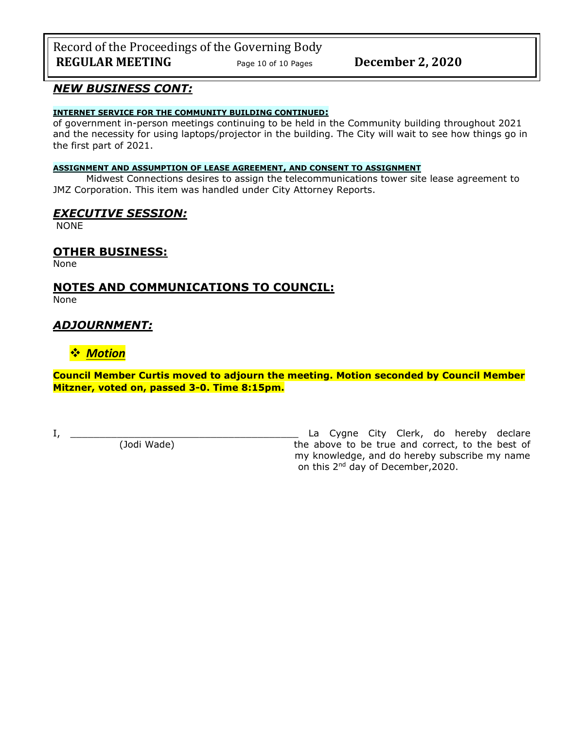## *NEW BUSINESS CONT:*

**INTERNET SERVICE FOR THE COMMUNITY BUILDING CONTINUED:**

of government in-person meetings continuing to be held in the Community building throughout 2021 and the necessity for using laptops/projector in the building. The City will wait to see how things go in the first part of 2021.

**ASSIGNMENT AND ASSUMPTION OF LEASE AGREEMENT, AND CONSENT TO ASSIGNMENT**

Midwest Connections desires to assign the telecommunications tower site lease agreement to JMZ Corporation. This item was handled under City Attorney Reports.

## *EXECUTIVE SESSION:*

NONE

## OTHER BUSINESS:

None

## NOTES AND COMMUNICATIONS TO COUNCIL:

None

## *ADJOURNMENT:*

❖ ***Motion***

**Council Member Curtis moved to adjourn the meeting. Motion seconded by Council Member Mitzner, voted on, passed 3-0. Time 8:15pm.**

I, _______________________________________ La Cygne City Clerk, do hereby declare the above to be true and correct, to the best of my knowledge, and do hereby subscribe my name on this 2nd day of December,2020.

(Jodi Wade)